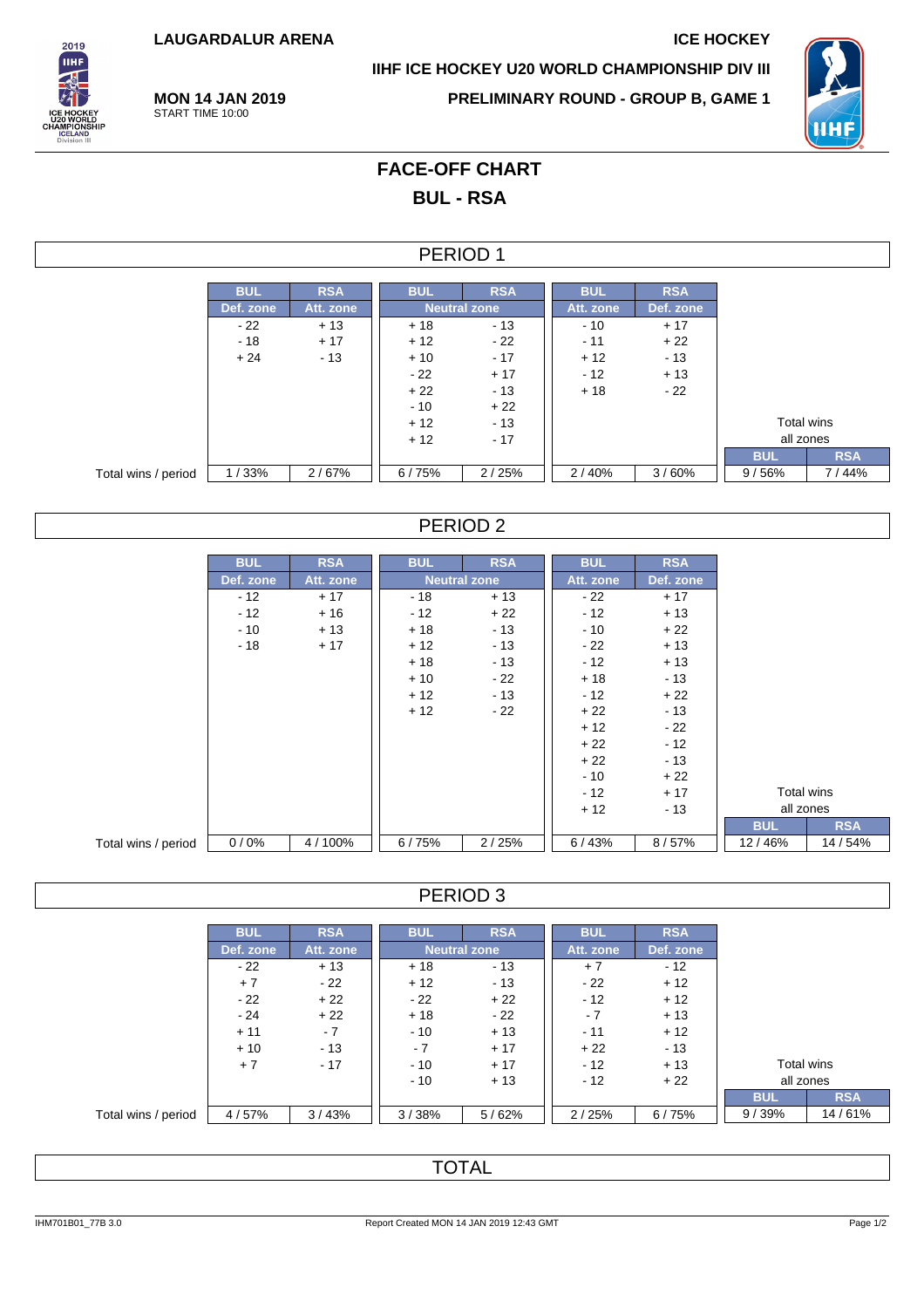LAUGARDALUR ARENA

ICE HOCKEY

IIHF ICE HOCKEY U20 WORLD CHAMPIONSHIP DIV III

**MON 14 JAN 2019**
START TIME 10:00

**PRELIMINARY ROUND - GROUP B, GAME 1**

# FACE-OFF CHART

## BUL - RSA

### PERIOD 1

| | BUL | RSA | BUL | RSA | BUL | RSA | | |
|---|---|---|---|---|---|---|---|---|
| | Def. zone | Att. zone | Neutral zone | | Att. zone | Def. zone | | |
| | - 22 | + 13 | + 18 | - 13 | - 10 | + 17 | | |
| | - 18 | + 17 | + 12 | - 22 | - 11 | + 22 | | |
| | + 24 | - 13 | + 10 | - 17 | + 12 | - 13 | | |
| | | | - 22 | + 17 | - 12 | + 13 | | |
| | | | + 22 | - 13 | + 18 | - 22 | | |
| | | | - 10 | + 22 | | | | |
| | | | + 12 | - 13 | | | Total wins all zones | |
| | | | + 12 | - 17 | | | BUL | RSA |
| Total wins / period | 1 / 33% | 2 / 67% | 6 / 75% | 2 / 25% | 2 / 40% | 3 / 60% | 9 / 56% | 7 / 44% |

### PERIOD 2

| | BUL | RSA | BUL | RSA | BUL | RSA | | |
|---|---|---|---|---|---|---|---|---|
| | Def. zone | Att. zone | Neutral zone | | Att. zone | Def. zone | | |
| | - 12 | + 17 | - 18 | + 13 | - 22 | + 17 | | |
| | - 12 | + 16 | - 12 | + 22 | - 12 | + 13 | | |
| | - 10 | + 13 | + 18 | - 13 | - 10 | + 22 | | |
| | - 18 | + 17 | + 12 | - 13 | - 22 | + 13 | | |
| | | | + 18 | - 13 | - 12 | + 13 | | |
| | | | + 10 | - 22 | + 18 | - 13 | | |
| | | | + 12 | - 13 | - 12 | + 22 | | |
| | | | + 12 | - 22 | + 22 | - 13 | | |
| | | | | | + 12 | - 22 | | |
| | | | | | + 22 | - 12 | | |
| | | | | | + 22 | - 13 | | |
| | | | | | - 10 | + 22 | | |
| | | | | | - 12 | + 17 | Total wins all zones | |
| | | | | | + 12 | - 13 | BUL | RSA |
| Total wins / period | 0 / 0% | 4 / 100% | 6 / 75% | 2 / 25% | 6 / 43% | 8 / 57% | 12 / 46% | 14 / 54% |

### PERIOD 3

| | BUL | RSA | BUL | RSA | BUL | RSA | | |
|---|---|---|---|---|---|---|---|---|
| | Def. zone | Att. zone | Neutral zone | | Att. zone | Def. zone | | |
| | - 22 | + 13 | + 18 | - 13 | + 7 | - 12 | | |
| | + 7 | - 22 | + 12 | - 13 | - 22 | + 12 | | |
| | - 22 | + 22 | - 22 | + 22 | - 12 | + 12 | | |
| | - 24 | + 22 | + 18 | - 22 | - 7 | + 13 | | |
| | + 11 | - 7 | - 10 | + 13 | - 11 | + 12 | | |
| | + 10 | - 13 | - 7 | + 17 | + 22 | - 13 | | |
| | + 7 | - 17 | - 10 | + 17 | - 12 | + 13 | Total wins all zones | |
| | | | - 10 | + 13 | - 12 | + 22 | BUL | RSA |
| Total wins / period | 4 / 57% | 3 / 43% | 3 / 38% | 5 / 62% | 2 / 25% | 6 / 75% | 9 / 39% | 14 / 61% |

### TOTAL

IHM701B01_77B 3.0 Report Created MON 14 JAN 2019 12:43 GMT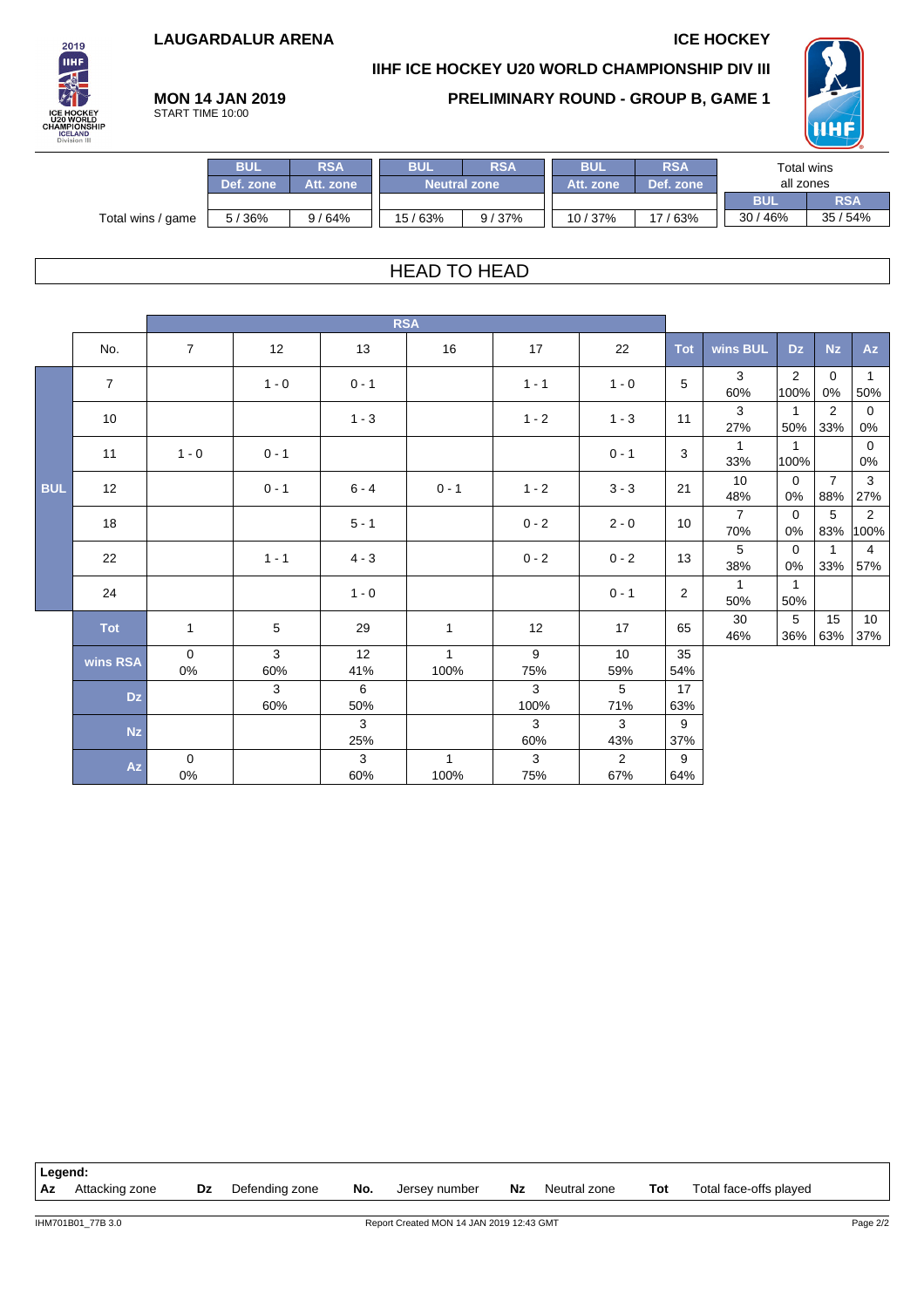LAUGARDALUR ARENA

ICE HOCKEY

# IIHF ICE HOCKEY U20 WORLD CHAMPIONSHIP DIV III

**MON 14 JAN 2019**
START TIME 10:00

**PRELIMINARY ROUND - GROUP B, GAME 1**

| | BUL Def. zone | RSA Att. zone | BUL Neutral zone | RSA Neutral zone | BUL Att. zone | RSA Def. zone | Total wins all zones BUL | Total wins all zones RSA |
|---|---|---|---|---|---|---|---|---|
| Total wins / game | 5 / 36% | 9 / 64% | 15 / 63% | 9 / 37% | 10 / 37% | 17 / 63% | 30 / 46% | 35 / 54% |

## HEAD TO HEAD

| | No. | RSA 7 | RSA 12 | RSA 13 | RSA 16 | RSA 17 | RSA 22 | Tot | wins BUL | Dz | Nz | Az |
|---|---|---|---|---|---|---|---|---|---|---|---|---|
| BUL | 7 | | 1 - 0 | 0 - 1 | | 1 - 1 | 1 - 0 | 5 | 3 60% | 2 100% | 0 0% | 1 50% |
| BUL | 10 | | | 1 - 3 | | 1 - 2 | 1 - 3 | 11 | 3 27% | 1 50% | 2 33% | 0 0% |
| BUL | 11 | 1 - 0 | 0 - 1 | | | | 0 - 1 | 3 | 1 33% | 1 100% | | 0 0% |
| BUL | 12 | | 0 - 1 | 6 - 4 | 0 - 1 | 1 - 2 | 3 - 3 | 21 | 10 48% | 0 0% | 7 88% | 3 27% |
| BUL | 18 | | | 5 - 1 | | 0 - 2 | 2 - 0 | 10 | 7 70% | 0 0% | 5 83% | 2 100% |
| BUL | 22 | | 1 - 1 | 4 - 3 | | 0 - 2 | 0 - 2 | 13 | 5 38% | 0 0% | 1 33% | 4 57% |
| BUL | 24 | | | 1 - 0 | | | 0 - 1 | 2 | 1 50% | 1 50% | | |
| | Tot | 1 | 5 | 29 | 1 | 12 | 17 | 65 | 30 46% | 5 36% | 15 63% | 10 37% |
| | wins RSA | 0 0% | 3 60% | 12 41% | 1 100% | 9 75% | 10 59% | 35 54% | | | | |
| | Dz | | 3 60% | 6 50% | | 3 100% | 5 71% | 17 63% | | | | |
| | Nz | | | 3 25% | | 3 60% | 3 43% | 9 37% | | | | |
| | Az | 0 0% | | 3 60% | 1 100% | 3 75% | 2 67% | 9 64% | | | | |

**Legend:**

| | | | | | | | |
|---|---|---|---|---|---|---|---|
| **Az** | Attacking zone | **Dz** | Defending zone | **No.** | Jersey number | **Nz** | Neutral zone |
| **Tot** | Total face-offs played | | | | | | |

IHM701B01_77B 3.0 Report Created MON 14 JAN 2019 12:43 GMT